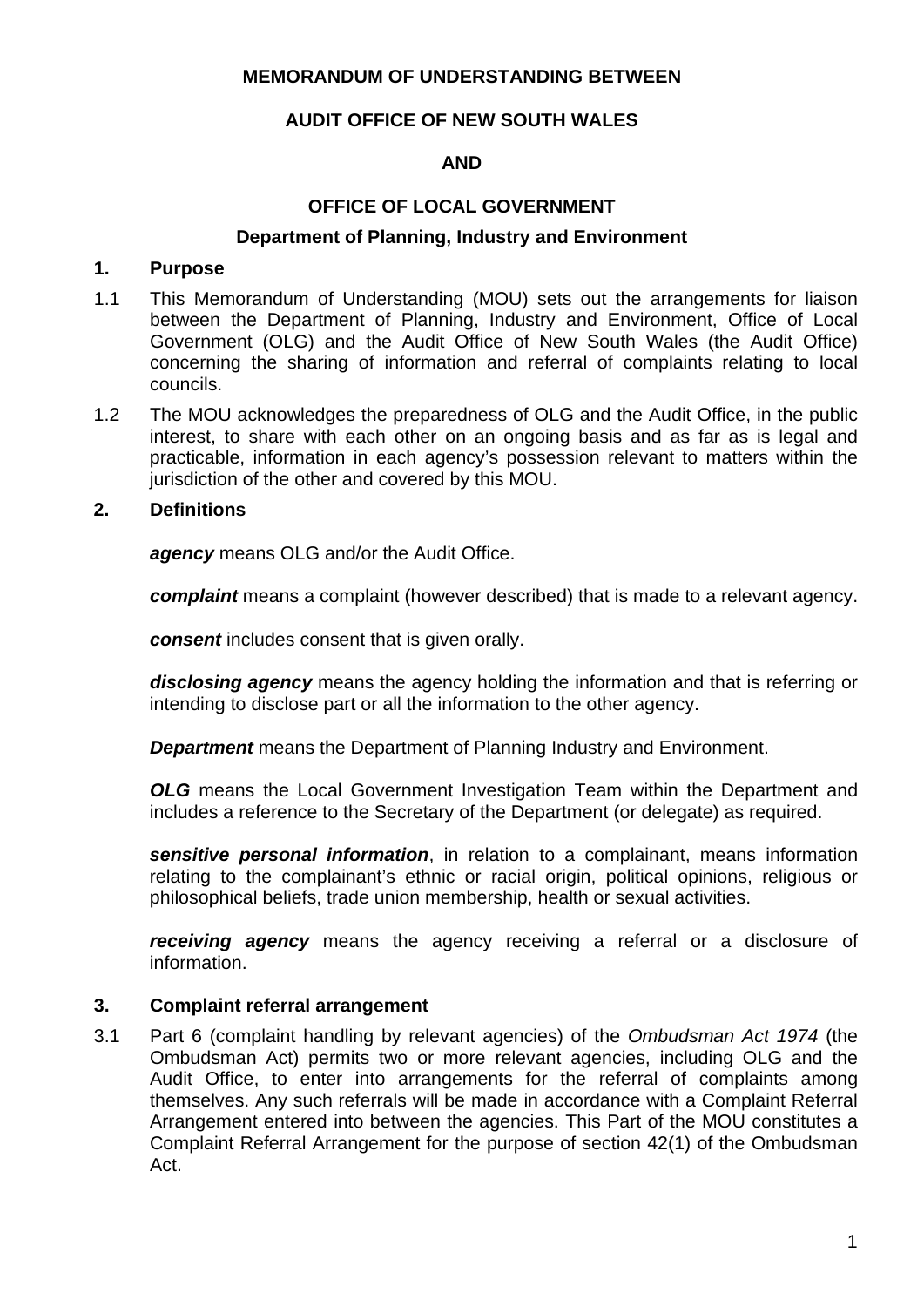**MEMORANDUM OF UNDERSTANDING BETWEEN**

**AUDIT OFFICE OF NEW SOUTH WALES**

**AND**

**OFFICE OF LOCAL GOVERNMENT**

**Department of Planning, Industry and Environment**

## 1. Purpose

1.1 This Memorandum of Understanding (MOU) sets out the arrangements for liaison between the Department of Planning, Industry and Environment, Office of Local Government (OLG) and the Audit Office of New South Wales (the Audit Office) concerning the sharing of information and referral of complaints relating to local councils.

1.2 The MOU acknowledges the preparedness of OLG and the Audit Office, in the public interest, to share with each other on an ongoing basis and as far as is legal and practicable, information in each agency's possession relevant to matters within the jurisdiction of the other and covered by this MOU.

## 2. Definitions

***agency*** means OLG and/or the Audit Office.

***complaint*** means a complaint (however described) that is made to a relevant agency.

***consent*** includes consent that is given orally.

***disclosing agency*** means the agency holding the information and that is referring or intending to disclose part or all the information to the other agency.

***Department*** means the Department of Planning Industry and Environment.

***OLG*** means the Local Government Investigation Team within the Department and includes a reference to the Secretary of the Department (or delegate) as required.

***sensitive personal information***, in relation to a complainant, means information relating to the complainant's ethnic or racial origin, political opinions, religious or philosophical beliefs, trade union membership, health or sexual activities.

***receiving agency*** means the agency receiving a referral or a disclosure of information.

## 3. Complaint referral arrangement

3.1 Part 6 (complaint handling by relevant agencies) of the *Ombudsman Act 1974* (the Ombudsman Act) permits two or more relevant agencies, including OLG and the Audit Office, to enter into arrangements for the referral of complaints among themselves. Any such referrals will be made in accordance with a Complaint Referral Arrangement entered into between the agencies. This Part of the MOU constitutes a Complaint Referral Arrangement for the purpose of section 42(1) of the Ombudsman Act.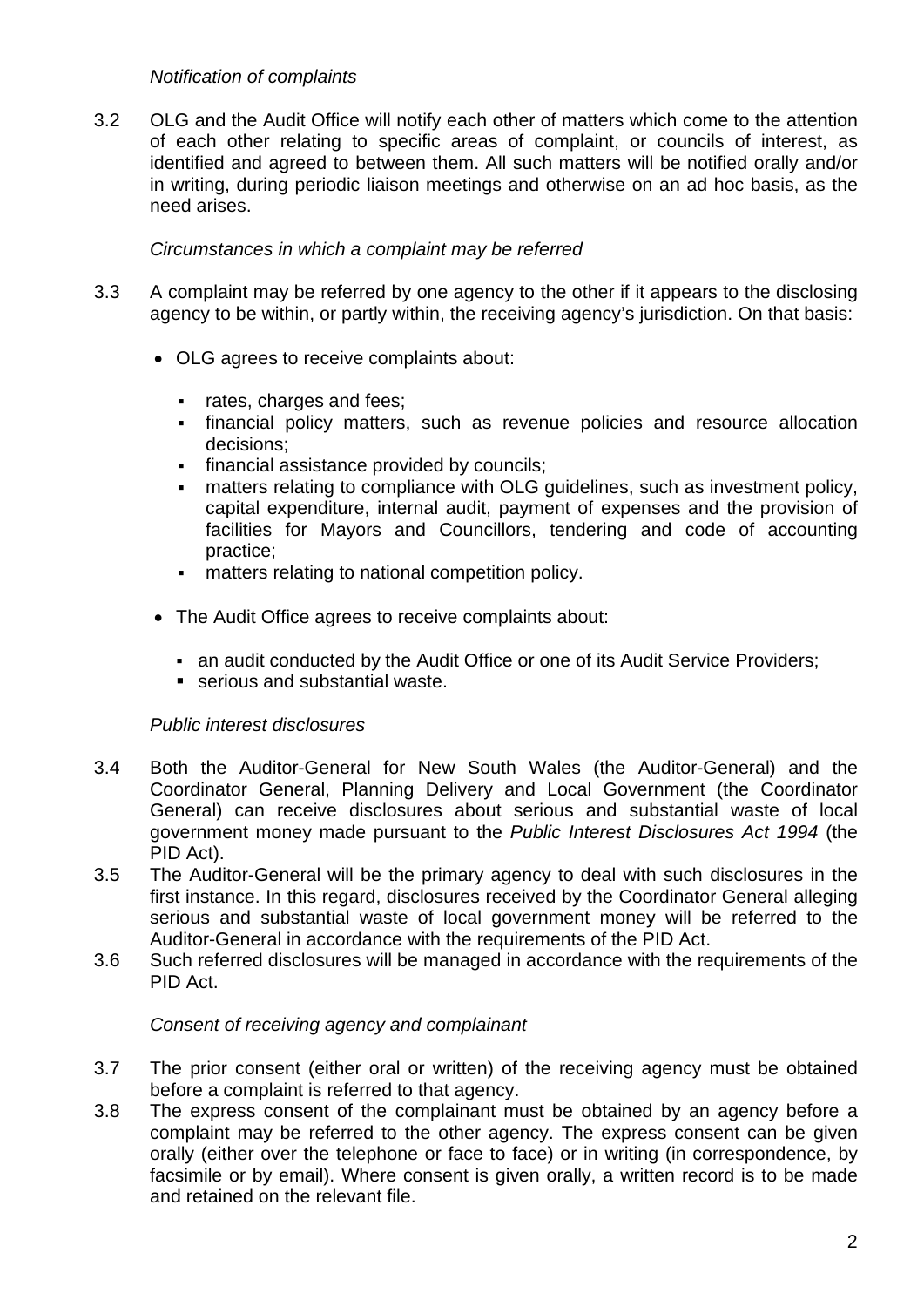*Notification of complaints*

3.2 OLG and the Audit Office will notify each other of matters which come to the attention of each other relating to specific areas of complaint, or councils of interest, as identified and agreed to between them. All such matters will be notified orally and/or in writing, during periodic liaison meetings and otherwise on an ad hoc basis, as the need arises.

*Circumstances in which a complaint may be referred*

3.3 A complaint may be referred by one agency to the other if it appears to the disclosing agency to be within, or partly within, the receiving agency's jurisdiction. On that basis:

- OLG agrees to receive complaints about:
  - rates, charges and fees;
  - financial policy matters, such as revenue policies and resource allocation decisions;
  - financial assistance provided by councils;
  - matters relating to compliance with OLG guidelines, such as investment policy, capital expenditure, internal audit, payment of expenses and the provision of facilities for Mayors and Councillors, tendering and code of accounting practice;
  - matters relating to national competition policy.

- The Audit Office agrees to receive complaints about:
  - an audit conducted by the Audit Office or one of its Audit Service Providers;
  - serious and substantial waste.

*Public interest disclosures*

3.4 Both the Auditor-General for New South Wales (the Auditor-General) and the Coordinator General, Planning Delivery and Local Government (the Coordinator General) can receive disclosures about serious and substantial waste of local government money made pursuant to the *Public Interest Disclosures Act 1994* (the PID Act).

3.5 The Auditor-General will be the primary agency to deal with such disclosures in the first instance. In this regard, disclosures received by the Coordinator General alleging serious and substantial waste of local government money will be referred to the Auditor-General in accordance with the requirements of the PID Act.

3.6 Such referred disclosures will be managed in accordance with the requirements of the PID Act.

*Consent of receiving agency and complainant*

3.7 The prior consent (either oral or written) of the receiving agency must be obtained before a complaint is referred to that agency.

3.8 The express consent of the complainant must be obtained by an agency before a complaint may be referred to the other agency. The express consent can be given orally (either over the telephone or face to face) or in writing (in correspondence, by facsimile or by email). Where consent is given orally, a written record is to be made and retained on the relevant file.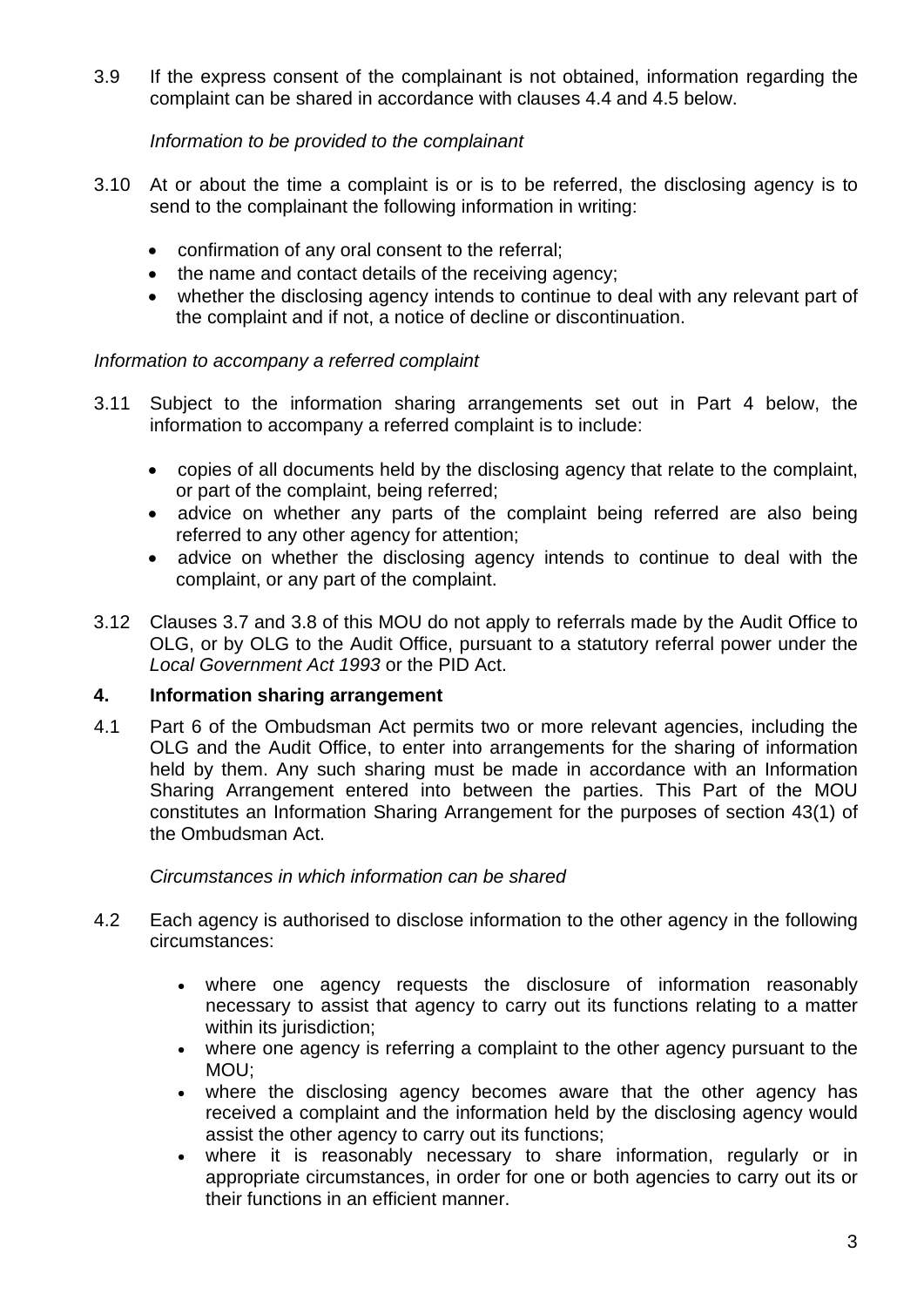3.9 If the express consent of the complainant is not obtained, information regarding the complaint can be shared in accordance with clauses 4.4 and 4.5 below.

*Information to be provided to the complainant*

3.10 At or about the time a complaint is or is to be referred, the disclosing agency is to send to the complainant the following information in writing:

- confirmation of any oral consent to the referral;
- the name and contact details of the receiving agency;
- whether the disclosing agency intends to continue to deal with any relevant part of the complaint and if not, a notice of decline or discontinuation.

*Information to accompany a referred complaint*

3.11 Subject to the information sharing arrangements set out in Part 4 below, the information to accompany a referred complaint is to include:

- copies of all documents held by the disclosing agency that relate to the complaint, or part of the complaint, being referred;
- advice on whether any parts of the complaint being referred are also being referred to any other agency for attention;
- advice on whether the disclosing agency intends to continue to deal with the complaint, or any part of the complaint.

3.12 Clauses 3.7 and 3.8 of this MOU do not apply to referrals made by the Audit Office to OLG, or by OLG to the Audit Office, pursuant to a statutory referral power under the *Local Government Act 1993* or the PID Act.

## 4. Information sharing arrangement

4.1 Part 6 of the Ombudsman Act permits two or more relevant agencies, including the OLG and the Audit Office, to enter into arrangements for the sharing of information held by them. Any such sharing must be made in accordance with an Information Sharing Arrangement entered into between the parties. This Part of the MOU constitutes an Information Sharing Arrangement for the purposes of section 43(1) of the Ombudsman Act.

*Circumstances in which information can be shared*

4.2 Each agency is authorised to disclose information to the other agency in the following circumstances:

- where one agency requests the disclosure of information reasonably necessary to assist that agency to carry out its functions relating to a matter within its jurisdiction;
- where one agency is referring a complaint to the other agency pursuant to the MOU;
- where the disclosing agency becomes aware that the other agency has received a complaint and the information held by the disclosing agency would assist the other agency to carry out its functions;
- where it is reasonably necessary to share information, regularly or in appropriate circumstances, in order for one or both agencies to carry out its or their functions in an efficient manner.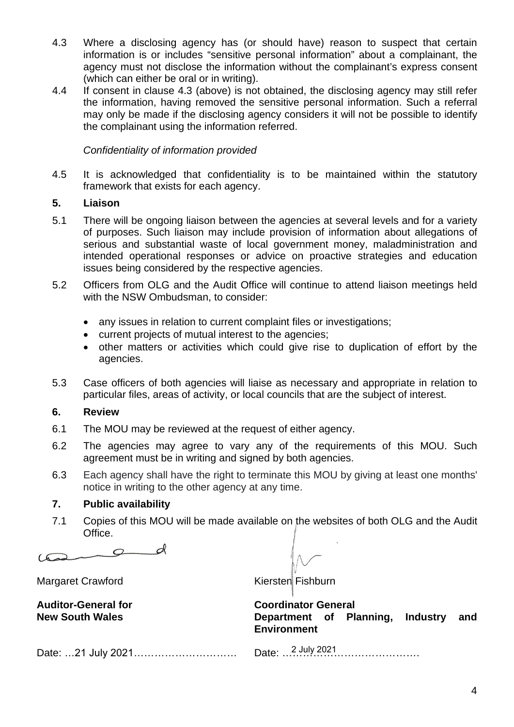4.3 Where a disclosing agency has (or should have) reason to suspect that certain information is or includes “sensitive personal information” about a complainant, the agency must not disclose the information without the complainant’s express consent (which can either be oral or in writing).

4.4 If consent in clause 4.3 (above) is not obtained, the disclosing agency may still refer the information, having removed the sensitive personal information. Such a referral may only be made if the disclosing agency considers it will not be possible to identify the complainant using the information referred.

*Confidentiality of information provided*

4.5 It is acknowledged that confidentiality is to be maintained within the statutory framework that exists for each agency.

## 5. Liaison

5.1 There will be ongoing liaison between the agencies at several levels and for a variety of purposes. Such liaison may include provision of information about allegations of serious and substantial waste of local government money, maladministration and intended operational responses or advice on proactive strategies and education issues being considered by the respective agencies.

5.2 Officers from OLG and the Audit Office will continue to attend liaison meetings held with the NSW Ombudsman, to consider:

- any issues in relation to current complaint files or investigations;
- current projects of mutual interest to the agencies;
- other matters or activities which could give rise to duplication of effort by the agencies.

5.3 Case officers of both agencies will liaise as necessary and appropriate in relation to particular files, areas of activity, or local councils that are the subject of interest.

## 6. Review

6.1 The MOU may be reviewed at the request of either agency.

6.2 The agencies may agree to vary any of the requirements of this MOU. Such agreement must be in writing and signed by both agencies.

6.3 Each agency shall have the right to terminate this MOU by giving at least one months' notice in writing to the other agency at any time.

## 7. Public availability

7.1 Copies of this MOU will be made available on the websites of both OLG and the Audit Office.

| | |
|---|---|
| Margaret Crawford | Kiersten Fishburn |
| **Auditor-General for New South Wales** | **Coordinator General Department of Planning, Industry and Environment** |
| Date: …21 July 2021………………………… | Date: 2 July 2021………………………………. |